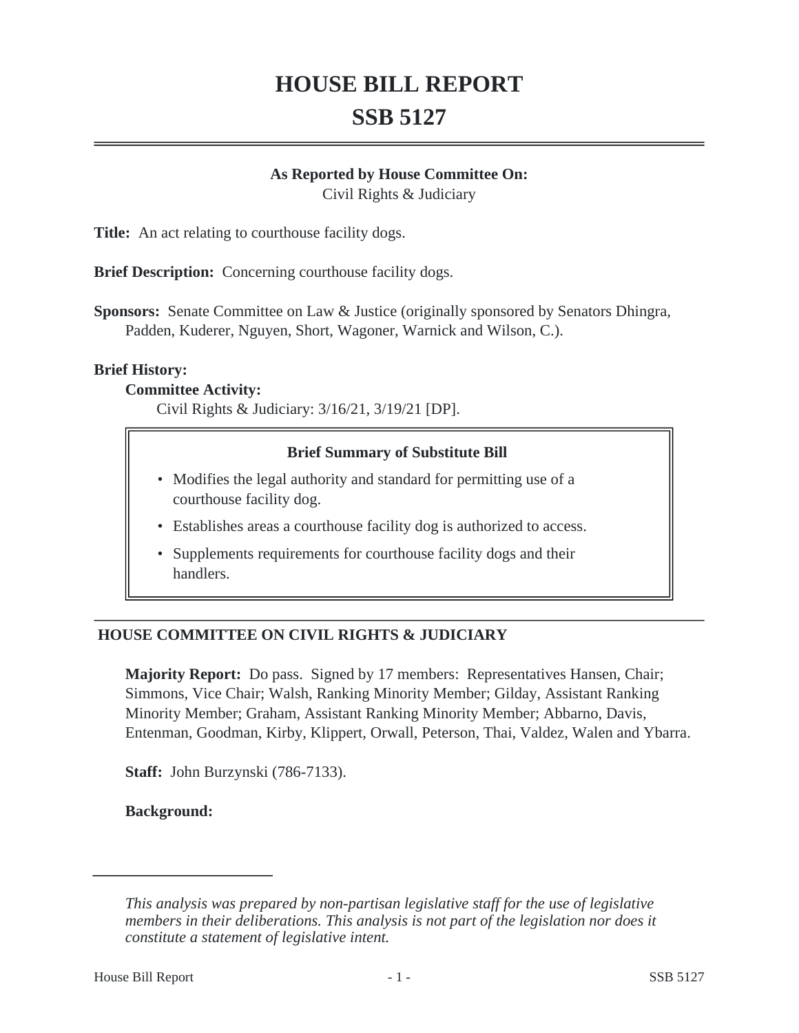# HOUSE BILL REPORT
# SSB 5127

**As Reported by House Committee On:**
Civil Rights & Judiciary

**Title:** An act relating to courthouse facility dogs.

**Brief Description:** Concerning courthouse facility dogs.

**Sponsors:** Senate Committee on Law & Justice (originally sponsored by Senators Dhingra, Padden, Kuderer, Nguyen, Short, Wagoner, Warnick and Wilson, C.).

**Brief History:**

**Committee Activity:**

Civil Rights & Judiciary: 3/16/21, 3/19/21 [DP].

**Brief Summary of Substitute Bill**

- Modifies the legal authority and standard for permitting use of a courthouse facility dog.
- Establishes areas a courthouse facility dog is authorized to access.
- Supplements requirements for courthouse facility dogs and their handlers.

## HOUSE COMMITTEE ON CIVIL RIGHTS & JUDICIARY

**Majority Report:** Do pass. Signed by 17 members: Representatives Hansen, Chair; Simmons, Vice Chair; Walsh, Ranking Minority Member; Gilday, Assistant Ranking Minority Member; Graham, Assistant Ranking Minority Member; Abbarno, Davis, Entenman, Goodman, Kirby, Klippert, Orwall, Peterson, Thai, Valdez, Walen and Ybarra.

**Staff:** John Burzynski (786-7133).

**Background:**

*This analysis was prepared by non-partisan legislative staff for the use of legislative members in their deliberations. This analysis is not part of the legislation nor does it constitute a statement of legislative intent.*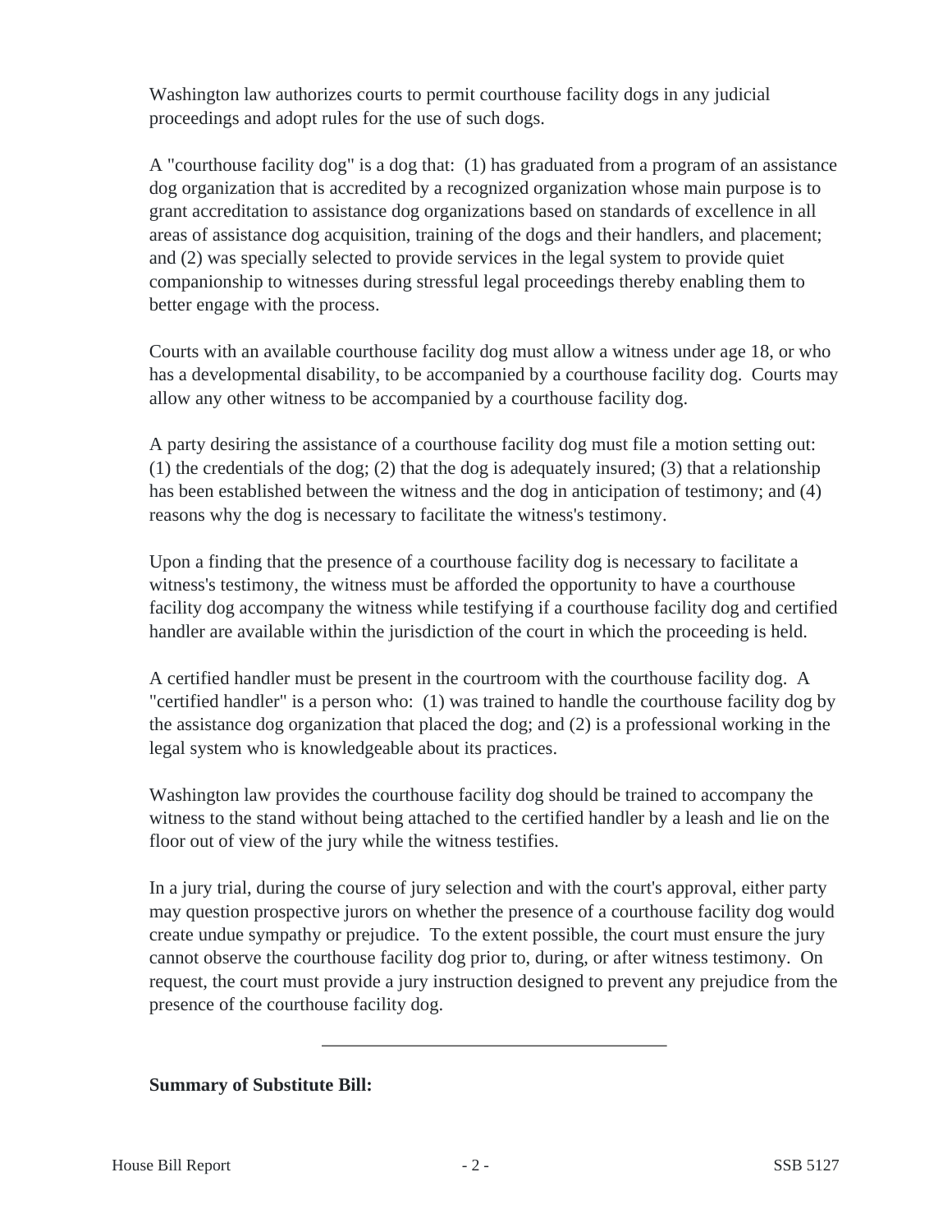Washington law authorizes courts to permit courthouse facility dogs in any judicial proceedings and adopt rules for the use of such dogs.

A "courthouse facility dog" is a dog that: (1) has graduated from a program of an assistance dog organization that is accredited by a recognized organization whose main purpose is to grant accreditation to assistance dog organizations based on standards of excellence in all areas of assistance dog acquisition, training of the dogs and their handlers, and placement; and (2) was specially selected to provide services in the legal system to provide quiet companionship to witnesses during stressful legal proceedings thereby enabling them to better engage with the process.

Courts with an available courthouse facility dog must allow a witness under age 18, or who has a developmental disability, to be accompanied by a courthouse facility dog. Courts may allow any other witness to be accompanied by a courthouse facility dog.

A party desiring the assistance of a courthouse facility dog must file a motion setting out: (1) the credentials of the dog; (2) that the dog is adequately insured; (3) that a relationship has been established between the witness and the dog in anticipation of testimony; and (4) reasons why the dog is necessary to facilitate the witness's testimony.

Upon a finding that the presence of a courthouse facility dog is necessary to facilitate a witness's testimony, the witness must be afforded the opportunity to have a courthouse facility dog accompany the witness while testifying if a courthouse facility dog and certified handler are available within the jurisdiction of the court in which the proceeding is held.

A certified handler must be present in the courtroom with the courthouse facility dog. A "certified handler" is a person who: (1) was trained to handle the courthouse facility dog by the assistance dog organization that placed the dog; and (2) is a professional working in the legal system who is knowledgeable about its practices.

Washington law provides the courthouse facility dog should be trained to accompany the witness to the stand without being attached to the certified handler by a leash and lie on the floor out of view of the jury while the witness testifies.

In a jury trial, during the course of jury selection and with the court's approval, either party may question prospective jurors on whether the presence of a courthouse facility dog would create undue sympathy or prejudice. To the extent possible, the court must ensure the jury cannot observe the courthouse facility dog prior to, during, or after witness testimony. On request, the court must provide a jury instruction designed to prevent any prejudice from the presence of the courthouse facility dog.

---

**Summary of Substitute Bill:**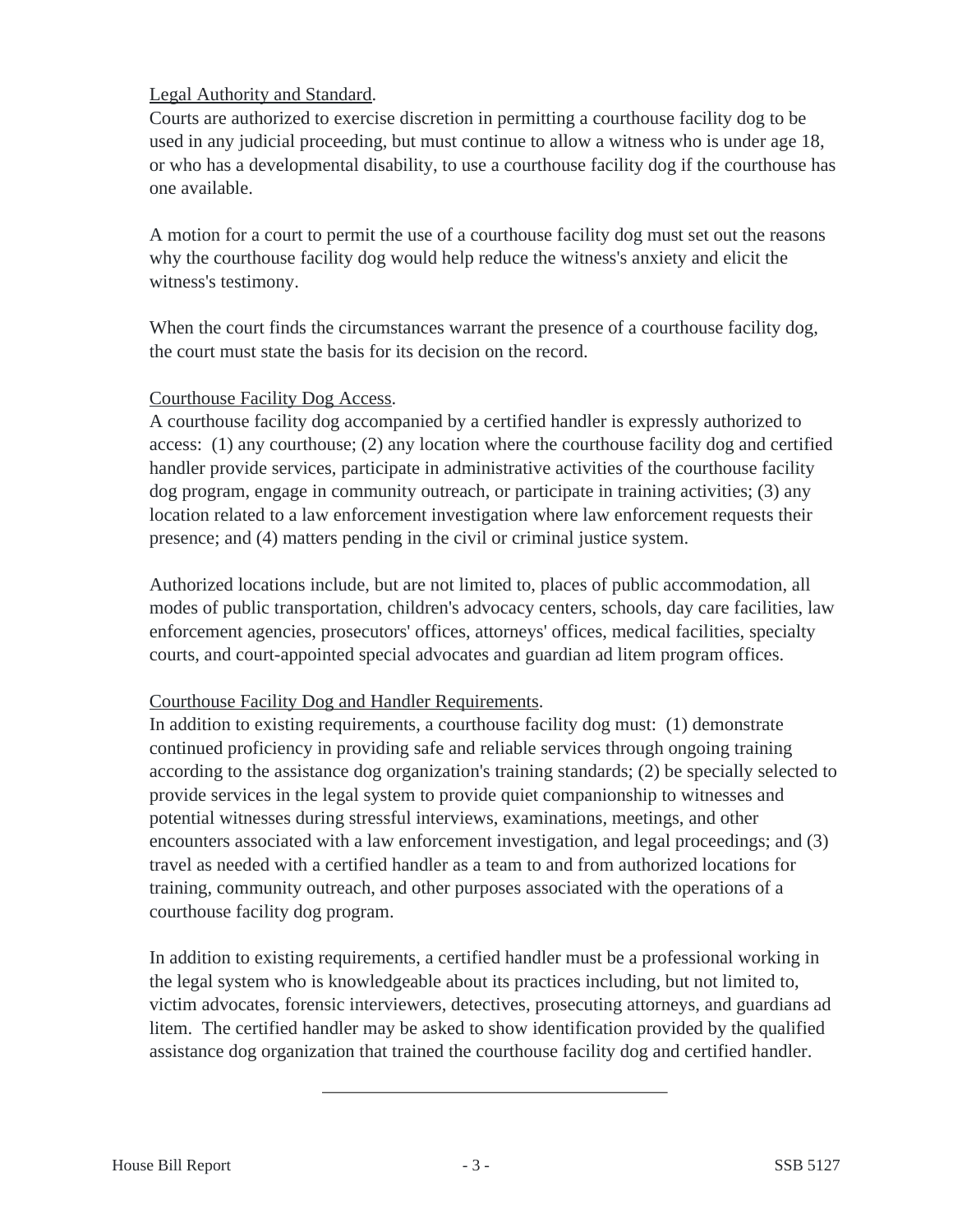<u>Legal Authority and Standard</u>.

Courts are authorized to exercise discretion in permitting a courthouse facility dog to be used in any judicial proceeding, but must continue to allow a witness who is under age 18, or who has a developmental disability, to use a courthouse facility dog if the courthouse has one available.

A motion for a court to permit the use of a courthouse facility dog must set out the reasons why the courthouse facility dog would help reduce the witness's anxiety and elicit the witness's testimony.

When the court finds the circumstances warrant the presence of a courthouse facility dog, the court must state the basis for its decision on the record.

<u>Courthouse Facility Dog Access</u>.

A courthouse facility dog accompanied by a certified handler is expressly authorized to access: (1) any courthouse; (2) any location where the courthouse facility dog and certified handler provide services, participate in administrative activities of the courthouse facility dog program, engage in community outreach, or participate in training activities; (3) any location related to a law enforcement investigation where law enforcement requests their presence; and (4) matters pending in the civil or criminal justice system.

Authorized locations include, but are not limited to, places of public accommodation, all modes of public transportation, children's advocacy centers, schools, day care facilities, law enforcement agencies, prosecutors' offices, attorneys' offices, medical facilities, specialty courts, and court-appointed special advocates and guardian ad litem program offices.

<u>Courthouse Facility Dog and Handler Requirements</u>.

In addition to existing requirements, a courthouse facility dog must: (1) demonstrate continued proficiency in providing safe and reliable services through ongoing training according to the assistance dog organization's training standards; (2) be specially selected to provide services in the legal system to provide quiet companionship to witnesses and potential witnesses during stressful interviews, examinations, meetings, and other encounters associated with a law enforcement investigation, and legal proceedings; and (3) travel as needed with a certified handler as a team to and from authorized locations for training, community outreach, and other purposes associated with the operations of a courthouse facility dog program.

In addition to existing requirements, a certified handler must be a professional working in the legal system who is knowledgeable about its practices including, but not limited to, victim advocates, forensic interviewers, detectives, prosecuting attorneys, and guardians ad litem. The certified handler may be asked to show identification provided by the qualified assistance dog organization that trained the courthouse facility dog and certified handler.

---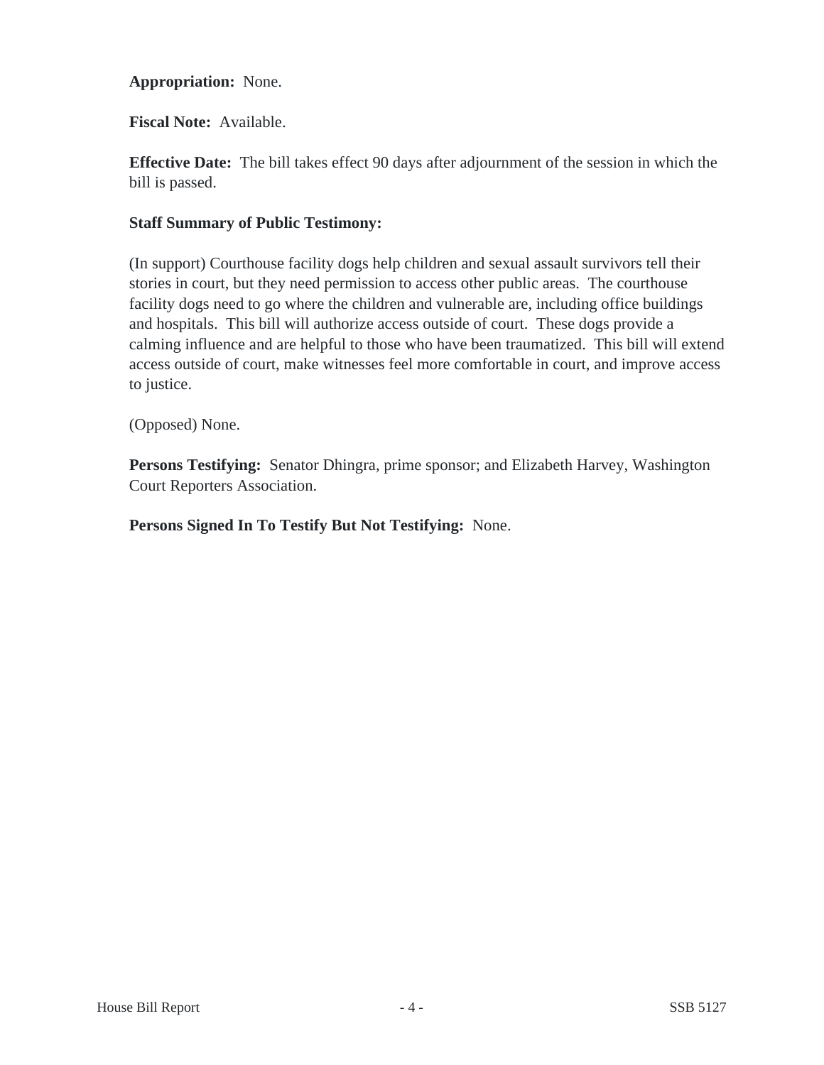**Appropriation:** None.

**Fiscal Note:** Available.

**Effective Date:** The bill takes effect 90 days after adjournment of the session in which the bill is passed.

**Staff Summary of Public Testimony:**

(In support) Courthouse facility dogs help children and sexual assault survivors tell their stories in court, but they need permission to access other public areas. The courthouse facility dogs need to go where the children and vulnerable are, including office buildings and hospitals. This bill will authorize access outside of court. These dogs provide a calming influence and are helpful to those who have been traumatized. This bill will extend access outside of court, make witnesses feel more comfortable in court, and improve access to justice.

(Opposed) None.

**Persons Testifying:** Senator Dhingra, prime sponsor; and Elizabeth Harvey, Washington Court Reporters Association.

**Persons Signed In To Testify But Not Testifying:** None.